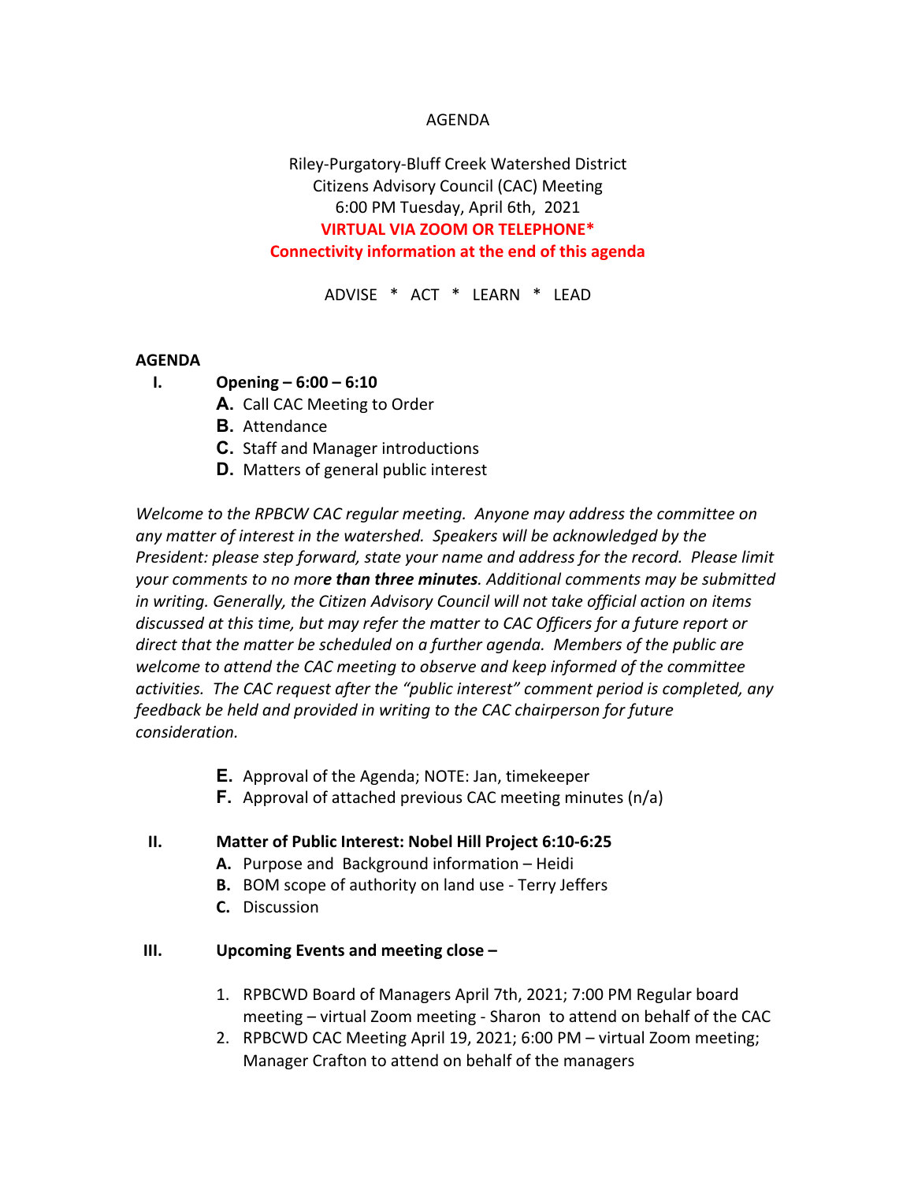AGENDA

Riley-Purgatory-Bluff Creek Watershed District
Citizens Advisory Council (CAC) Meeting
6:00 PM Tuesday, April 6th, 2021
**VIRTUAL VIA ZOOM OR TELEPHONE***
**Connectivity information at the end of this agenda**

ADVISE * ACT * LEARN * LEAD

**AGENDA**

**I. Opening – 6:00 – 6:10**

- **A.** Call CAC Meeting to Order
- **B.** Attendance
- **C.** Staff and Manager introductions
- **D.** Matters of general public interest

*Welcome to the RPBCW CAC regular meeting. Anyone may address the committee on any matter of interest in the watershed. Speakers will be acknowledged by the President: please step forward, state your name and address for the record. Please limit your comments to no more **than three minutes**. Additional comments may be submitted in writing. Generally, the Citizen Advisory Council will not take official action on items discussed at this time, but may refer the matter to CAC Officers for a future report or direct that the matter be scheduled on a further agenda. Members of the public are welcome to attend the CAC meeting to observe and keep informed of the committee activities. The CAC request after the "public interest" comment period is completed, any feedback be held and provided in writing to the CAC chairperson for future consideration.*

- **E.** Approval of the Agenda; NOTE: Jan, timekeeper
- **F.** Approval of attached previous CAC meeting minutes (n/a)

**II. Matter of Public Interest: Nobel Hill Project 6:10-6:25**

- **A.** Purpose and Background information – Heidi
- **B.** BOM scope of authority on land use - Terry Jeffers
- **C.** Discussion

**III. Upcoming Events and meeting close –**

1. RPBCWD Board of Managers April 7th, 2021; 7:00 PM Regular board meeting – virtual Zoom meeting - Sharon to attend on behalf of the CAC
2. RPBCWD CAC Meeting April 19, 2021; 6:00 PM – virtual Zoom meeting; Manager Crafton to attend on behalf of the managers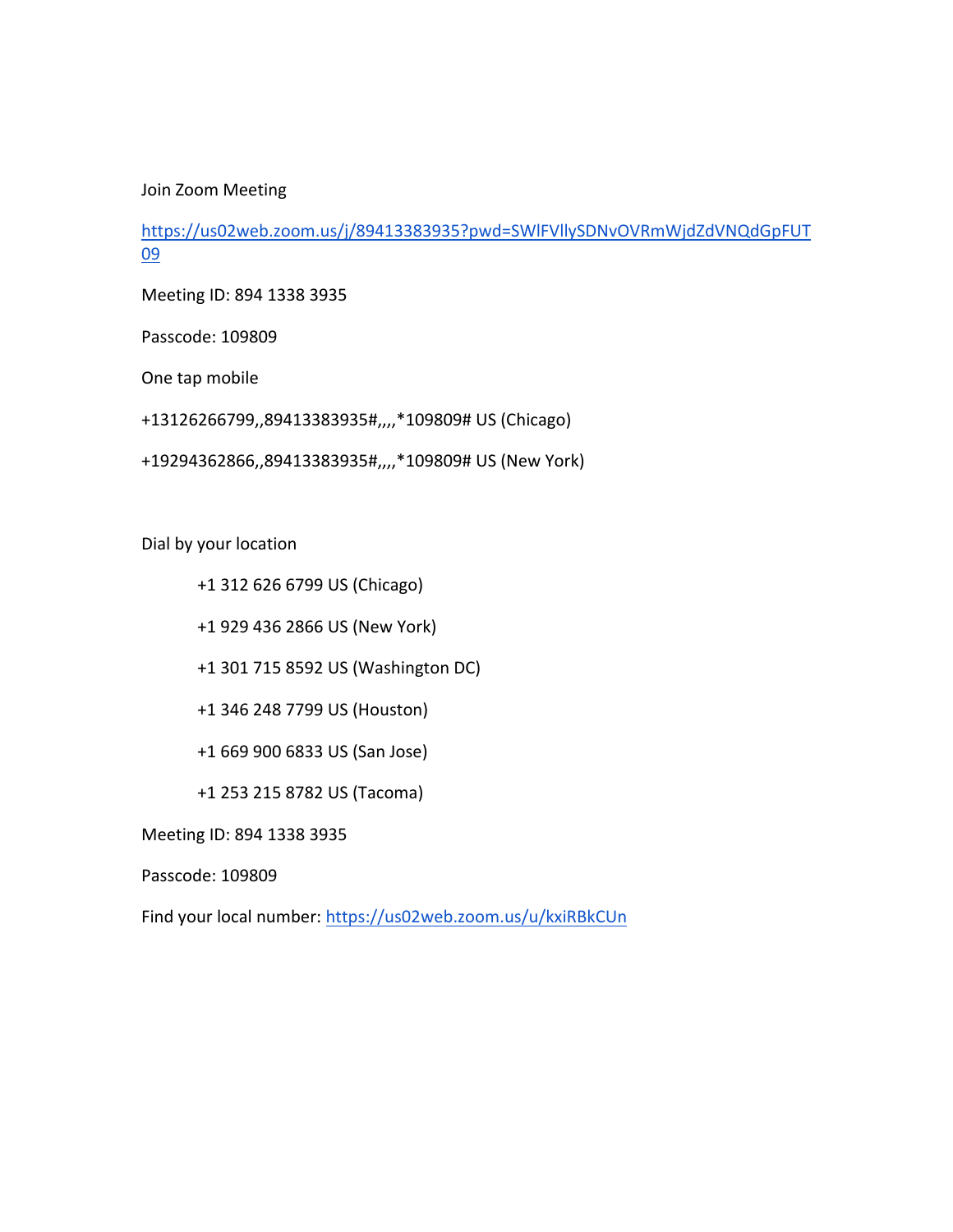Join Zoom Meeting

https://us02web.zoom.us/j/89413383935?pwd=SWlFVllySDNvOVRmWjdZdVNQdGpFUT09

Meeting ID: 894 1338 3935

Passcode: 109809

One tap mobile

+13126266799,,89413383935#,,,,*109809# US (Chicago)

+19294362866,,89413383935#,,,,*109809# US (New York)

Dial by your location

- +1 312 626 6799 US (Chicago)
- +1 929 436 2866 US (New York)
- +1 301 715 8592 US (Washington DC)
- +1 346 248 7799 US (Houston)
- +1 669 900 6833 US (San Jose)
- +1 253 215 8782 US (Tacoma)

Meeting ID: 894 1338 3935

Passcode: 109809

Find your local number: https://us02web.zoom.us/u/kxiRBkCUn